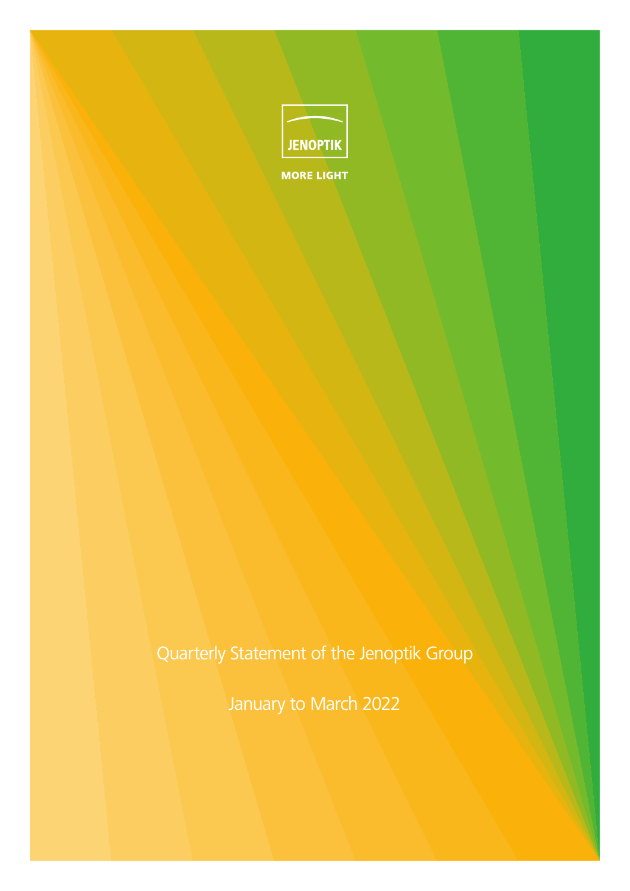JENOPTIK

MORE LIGHT

# Quarterly Statement of the Jenoptik Group

## January to March 2022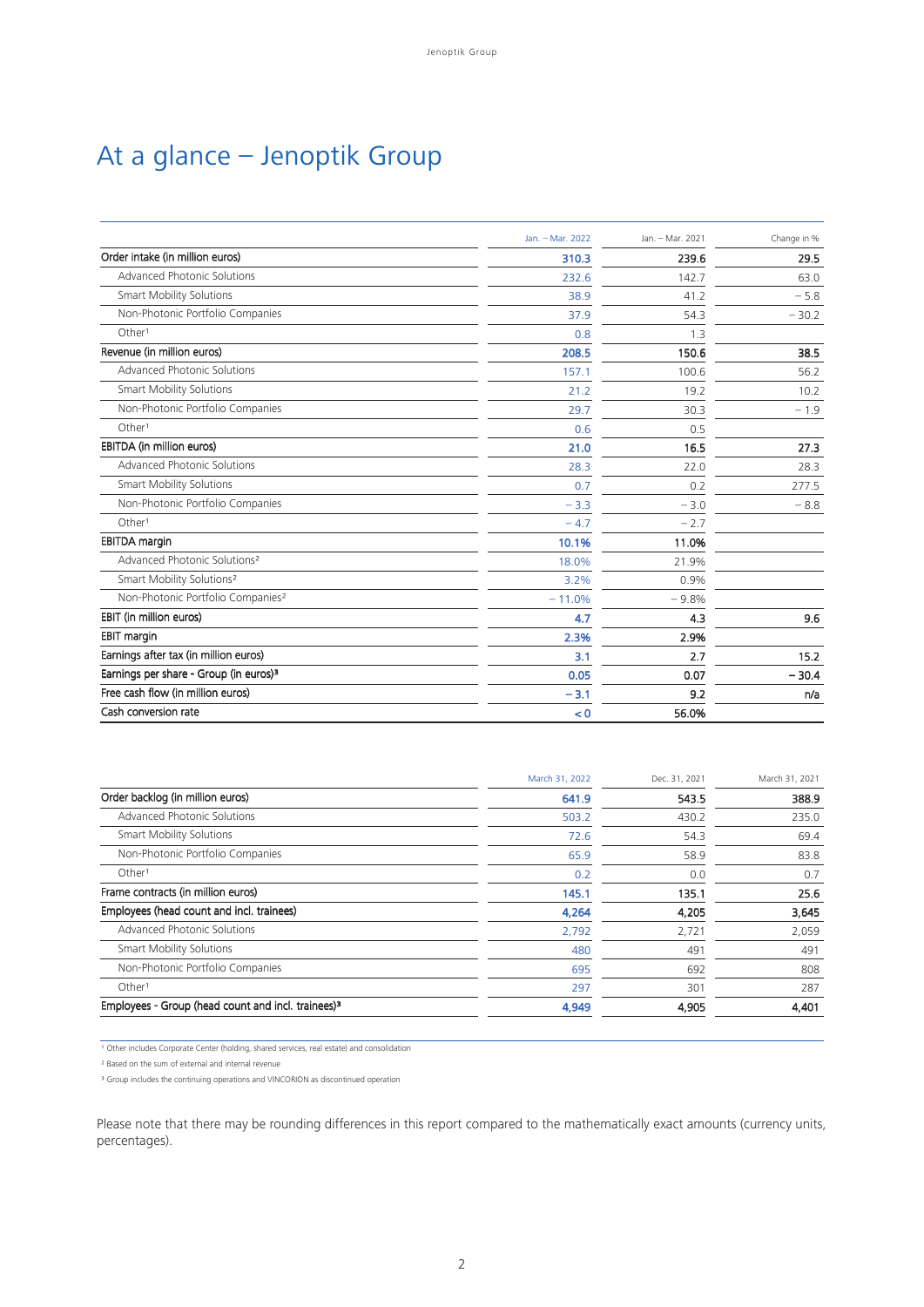# At a glance – Jenoptik Group

| | Jan. – Mar. 2022 | Jan. – Mar. 2021 | Change in % |
|---|---|---|---|
| **Order intake (in million euros)** | **310.3** | **239.6** | **29.5** |
| Advanced Photonic Solutions | 232.6 | 142.7 | 63.0 |
| Smart Mobility Solutions | 38.9 | 41.2 | – 5.8 |
| Non-Photonic Portfolio Companies | 37.9 | 54.3 | – 30.2 |
| Other[1] | 0.8 | 1.3 | |
| **Revenue (in million euros)** | **208.5** | **150.6** | **38.5** |
| Advanced Photonic Solutions | 157.1 | 100.6 | 56.2 |
| Smart Mobility Solutions | 21.2 | 19.2 | 10.2 |
| Non-Photonic Portfolio Companies | 29.7 | 30.3 | – 1.9 |
| Other[1] | 0.6 | 0.5 | |
| **EBITDA (in million euros)** | **21.0** | **16.5** | **27.3** |
| Advanced Photonic Solutions | 28.3 | 22.0 | 28.3 |
| Smart Mobility Solutions | 0.7 | 0.2 | 277.5 |
| Non-Photonic Portfolio Companies | – 3.3 | – 3.0 | – 8.8 |
| Other[1] | – 4.7 | – 2.7 | |
| **EBITDA margin** | **10.1%** | **11.0%** | |
| Advanced Photonic Solutions[2] | 18.0% | 21.9% | |
| Smart Mobility Solutions[2] | 3.2% | 0.9% | |
| Non-Photonic Portfolio Companies[2] | – 11.0% | – 9.8% | |
| **EBIT (in million euros)** | **4.7** | **4.3** | **9.6** |
| **EBIT margin** | **2.3%** | **2.9%** | |
| **Earnings after tax (in million euros)** | **3.1** | **2.7** | **15.2** |
| **Earnings per share - Group (in euros)[3]** | **0.05** | **0.07** | **– 30.4** |
| **Free cash flow (in million euros)** | **– 3.1** | **9.2** | **n/a** |
| **Cash conversion rate** | **< 0** | **56.0%** | |

| | March 31, 2022 | Dec. 31, 2021 | March 31, 2021 |
|---|---|---|---|
| **Order backlog (in million euros)** | **641.9** | **543.5** | **388.9** |
| Advanced Photonic Solutions | 503.2 | 430.2 | 235.0 |
| Smart Mobility Solutions | 72.6 | 54.3 | 69.4 |
| Non-Photonic Portfolio Companies | 65.9 | 58.9 | 83.8 |
| Other[1] | 0.2 | 0.0 | 0.7 |
| **Frame contracts (in million euros)** | **145.1** | **135.1** | **25.6** |
| **Employees (head count and incl. trainees)** | **4,264** | **4,205** | **3,645** |
| Advanced Photonic Solutions | 2,792 | 2,721 | 2,059 |
| Smart Mobility Solutions | 480 | 491 | 491 |
| Non-Photonic Portfolio Companies | 695 | 692 | 808 |
| Other[1] | 297 | 301 | 287 |
| **Employees - Group (head count and incl. trainees)[3]** | **4,949** | **4,905** | **4,401** |

[1] Other includes Corporate Center (holding, shared services, real estate) and consolidation

[2] Based on the sum of external and internal revenue

[3] Group includes the continuing operations and VINCORION as discontinued operation

Please note that there may be rounding differences in this report compared to the mathematically exact amounts (currency units, percentages).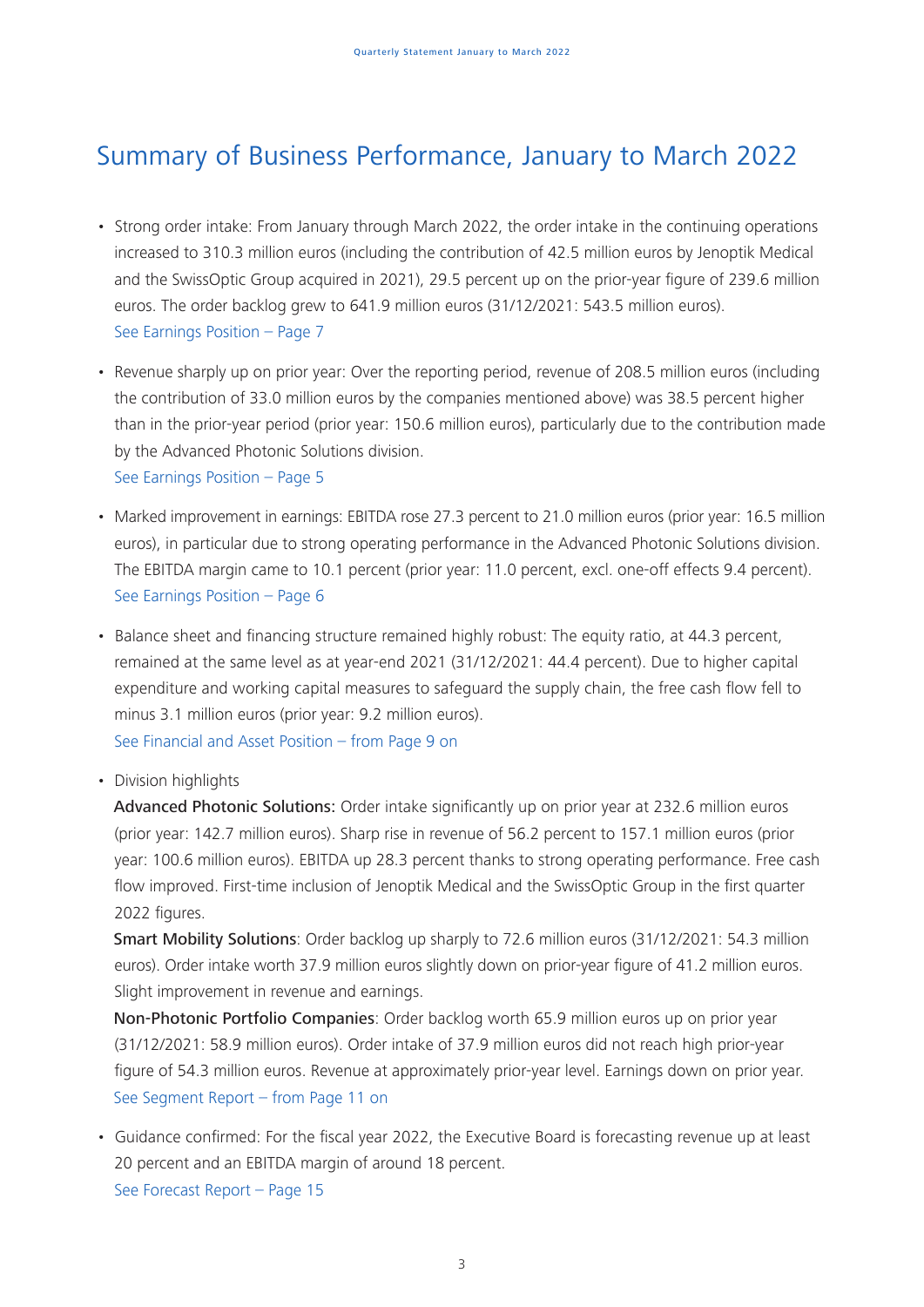# Summary of Business Performance, January to March 2022

- Strong order intake: From January through March 2022, the order intake in the continuing operations increased to 310.3 million euros (including the contribution of 42.5 million euros by Jenoptik Medical and the SwissOptic Group acquired in 2021), 29.5 percent up on the prior-year figure of 239.6 million euros. The order backlog grew to 641.9 million euros (31/12/2021: 543.5 million euros).
  See Earnings Position – Page 7

- Revenue sharply up on prior year: Over the reporting period, revenue of 208.5 million euros (including the contribution of 33.0 million euros by the companies mentioned above) was 38.5 percent higher than in the prior-year period (prior year: 150.6 million euros), particularly due to the contribution made by the Advanced Photonic Solutions division.
  See Earnings Position – Page 5

- Marked improvement in earnings: EBITDA rose 27.3 percent to 21.0 million euros (prior year: 16.5 million euros), in particular due to strong operating performance in the Advanced Photonic Solutions division. The EBITDA margin came to 10.1 percent (prior year: 11.0 percent, excl. one-off effects 9.4 percent).
  See Earnings Position – Page 6

- Balance sheet and financing structure remained highly robust: The equity ratio, at 44.3 percent, remained at the same level as at year-end 2021 (31/12/2021: 44.4 percent). Due to higher capital expenditure and working capital measures to safeguard the supply chain, the free cash flow fell to minus 3.1 million euros (prior year: 9.2 million euros).
  See Financial and Asset Position – from Page 9 on

- Division highlights

  **Advanced Photonic Solutions:** Order intake significantly up on prior year at 232.6 million euros (prior year: 142.7 million euros). Sharp rise in revenue of 56.2 percent to 157.1 million euros (prior year: 100.6 million euros). EBITDA up 28.3 percent thanks to strong operating performance. Free cash flow improved. First-time inclusion of Jenoptik Medical and the SwissOptic Group in the first quarter 2022 figures.

  **Smart Mobility Solutions**: Order backlog up sharply to 72.6 million euros (31/12/2021: 54.3 million euros). Order intake worth 37.9 million euros slightly down on prior-year figure of 41.2 million euros. Slight improvement in revenue and earnings.

  **Non-Photonic Portfolio Companies**: Order backlog worth 65.9 million euros up on prior year (31/12/2021: 58.9 million euros). Order intake of 37.9 million euros did not reach high prior-year figure of 54.3 million euros. Revenue at approximately prior-year level. Earnings down on prior year.
  See Segment Report – from Page 11 on

- Guidance confirmed: For the fiscal year 2022, the Executive Board is forecasting revenue up at least 20 percent and an EBITDA margin of around 18 percent.
  See Forecast Report – Page 15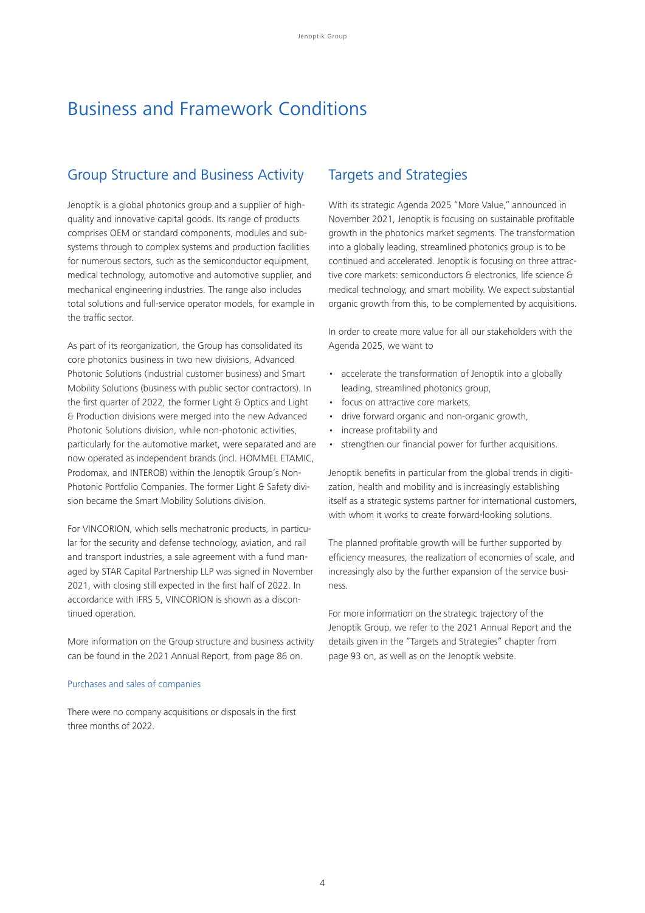# Business and Framework Conditions

## Group Structure and Business Activity

Jenoptik is a global photonics group and a supplier of high-quality and innovative capital goods. Its range of products comprises OEM or standard components, modules and subsystems through to complex systems and production facilities for numerous sectors, such as the semiconductor equipment, medical technology, automotive and automotive supplier, and mechanical engineering industries. The range also includes total solutions and full-service operator models, for example in the traffic sector.

As part of its reorganization, the Group has consolidated its core photonics business in two new divisions, Advanced Photonic Solutions (industrial customer business) and Smart Mobility Solutions (business with public sector contractors). In the first quarter of 2022, the former Light & Optics and Light & Production divisions were merged into the new Advanced Photonic Solutions division, while non-photonic activities, particularly for the automotive market, were separated and are now operated as independent brands (incl. HOMMEL ETAMIC, Prodomax, and INTEROB) within the Jenoptik Group's Non-Photonic Portfolio Companies. The former Light & Safety division became the Smart Mobility Solutions division.

For VINCORION, which sells mechatronic products, in particular for the security and defense technology, aviation, and rail and transport industries, a sale agreement with a fund managed by STAR Capital Partnership LLP was signed in November 2021, with closing still expected in the first half of 2022. In accordance with IFRS 5, VINCORION is shown as a discontinued operation.

More information on the Group structure and business activity can be found in the 2021 Annual Report, from page 86 on.

### Purchases and sales of companies

There were no company acquisitions or disposals in the first three months of 2022.

## Targets and Strategies

With its strategic Agenda 2025 "More Value," announced in November 2021, Jenoptik is focusing on sustainable profitable growth in the photonics market segments. The transformation into a globally leading, streamlined photonics group is to be continued and accelerated. Jenoptik is focusing on three attractive core markets: semiconductors & electronics, life science & medical technology, and smart mobility. We expect substantial organic growth from this, to be complemented by acquisitions.

In order to create more value for all our stakeholders with the Agenda 2025, we want to

- accelerate the transformation of Jenoptik into a globally leading, streamlined photonics group,
- focus on attractive core markets,
- drive forward organic and non-organic growth,
- increase profitability and
- strengthen our financial power for further acquisitions.

Jenoptik benefits in particular from the global trends in digitization, health and mobility and is increasingly establishing itself as a strategic systems partner for international customers, with whom it works to create forward-looking solutions.

The planned profitable growth will be further supported by efficiency measures, the realization of economies of scale, and increasingly also by the further expansion of the service business.

For more information on the strategic trajectory of the Jenoptik Group, we refer to the 2021 Annual Report and the details given in the "Targets and Strategies" chapter from page 93 on, as well as on the Jenoptik website.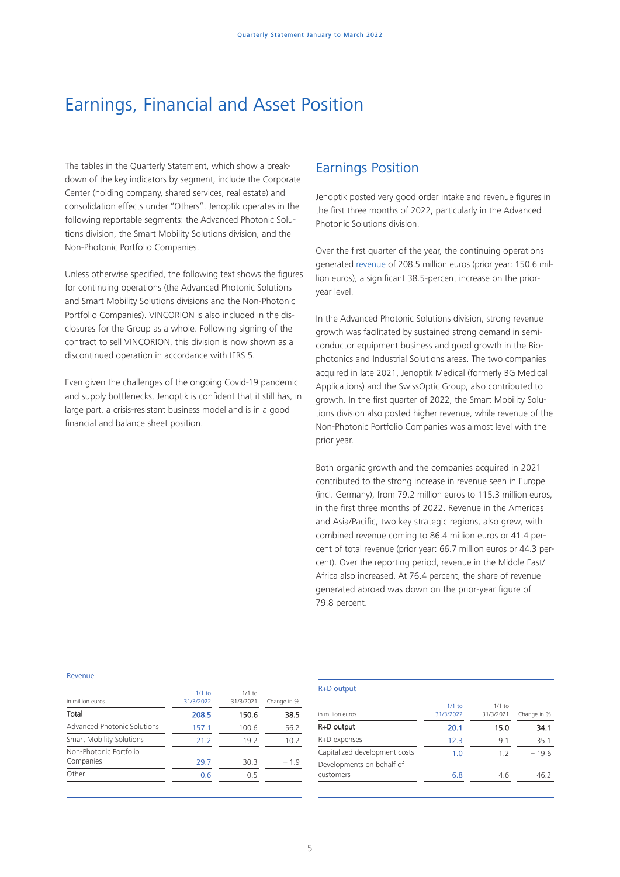# Earnings, Financial and Asset Position

The tables in the Quarterly Statement, which show a breakdown of the key indicators by segment, include the Corporate Center (holding company, shared services, real estate) and consolidation effects under "Others". Jenoptik operates in the following reportable segments: the Advanced Photonic Solutions division, the Smart Mobility Solutions division, and the Non-Photonic Portfolio Companies.

Unless otherwise specified, the following text shows the figures for continuing operations (the Advanced Photonic Solutions and Smart Mobility Solutions divisions and the Non-Photonic Portfolio Companies). VINCORION is also included in the disclosures for the Group as a whole. Following signing of the contract to sell VINCORION, this division is now shown as a discontinued operation in accordance with IFRS 5.

Even given the challenges of the ongoing Covid-19 pandemic and supply bottlenecks, Jenoptik is confident that it still has, in large part, a crisis-resistant business model and is in a good financial and balance sheet position.

## Earnings Position

Jenoptik posted very good order intake and revenue figures in the first three months of 2022, particularly in the Advanced Photonic Solutions division.

Over the first quarter of the year, the continuing operations generated revenue of 208.5 million euros (prior year: 150.6 million euros), a significant 38.5-percent increase on the prior-year level.

In the Advanced Photonic Solutions division, strong revenue growth was facilitated by sustained strong demand in semiconductor equipment business and good growth in the Biophotonics and Industrial Solutions areas. The two companies acquired in late 2021, Jenoptik Medical (formerly BG Medical Applications) and the SwissOptic Group, also contributed to growth. In the first quarter of 2022, the Smart Mobility Solutions division also posted higher revenue, while revenue of the Non-Photonic Portfolio Companies was almost level with the prior year.

Both organic growth and the companies acquired in 2021 contributed to the strong increase in revenue seen in Europe (incl. Germany), from 79.2 million euros to 115.3 million euros, in the first three months of 2022. Revenue in the Americas and Asia/Pacific, two key strategic regions, also grew, with combined revenue coming to 86.4 million euros or 41.4 percent of total revenue (prior year: 66.7 million euros or 44.3 percent). Over the reporting period, revenue in the Middle East/Africa also increased. At 76.4 percent, the share of revenue generated abroad was down on the prior-year figure of 79.8 percent.

Revenue

| in million euros | 1/1 to 31/3/2022 | 1/1 to 31/3/2021 | Change in % |
|---|---|---|---|
| **Total** | **208.5** | **150.6** | **38.5** |
| Advanced Photonic Solutions | 157.1 | 100.6 | 56.2 |
| Smart Mobility Solutions | 21.2 | 19.2 | 10.2 |
| Non-Photonic Portfolio Companies | 29.7 | 30.3 | − 1.9 |
| Other | 0.6 | 0.5 | |

R+D output

| in million euros | 1/1 to 31/3/2022 | 1/1 to 31/3/2021 | Change in % |
|---|---|---|---|
| **R+D output** | **20.1** | **15.0** | **34.1** |
| R+D expenses | 12.3 | 9.1 | 35.1 |
| Capitalized development costs | 1.0 | 1.2 | − 19.6 |
| Developments on behalf of customers | 6.8 | 4.6 | 46.2 |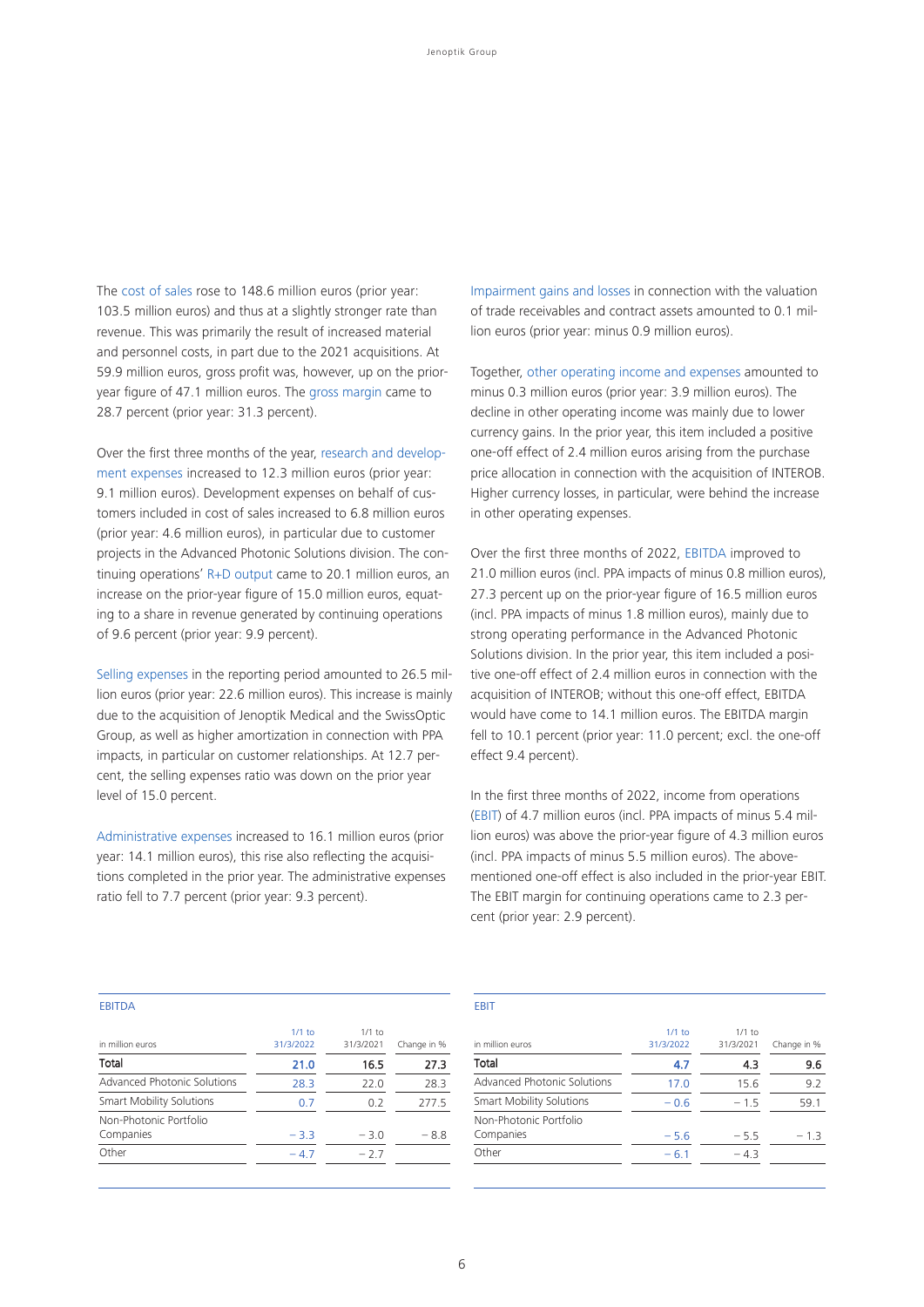The cost of sales rose to 148.6 million euros (prior year: 103.5 million euros) and thus at a slightly stronger rate than revenue. This was primarily the result of increased material and personnel costs, in part due to the 2021 acquisitions. At 59.9 million euros, gross profit was, however, up on the prior-year figure of 47.1 million euros. The gross margin came to 28.7 percent (prior year: 31.3 percent).

Over the first three months of the year, research and development expenses increased to 12.3 million euros (prior year: 9.1 million euros). Development expenses on behalf of customers included in cost of sales increased to 6.8 million euros (prior year: 4.6 million euros), in particular due to customer projects in the Advanced Photonic Solutions division. The continuing operations' R+D output came to 20.1 million euros, an increase on the prior-year figure of 15.0 million euros, equating to a share in revenue generated by continuing operations of 9.6 percent (prior year: 9.9 percent).

Selling expenses in the reporting period amounted to 26.5 million euros (prior year: 22.6 million euros). This increase is mainly due to the acquisition of Jenoptik Medical and the SwissOptic Group, as well as higher amortization in connection with PPA impacts, in particular on customer relationships. At 12.7 percent, the selling expenses ratio was down on the prior year level of 15.0 percent.

Administrative expenses increased to 16.1 million euros (prior year: 14.1 million euros), this rise also reflecting the acquisitions completed in the prior year. The administrative expenses ratio fell to 7.7 percent (prior year: 9.3 percent).

Impairment gains and losses in connection with the valuation of trade receivables and contract assets amounted to 0.1 million euros (prior year: minus 0.9 million euros).

Together, other operating income and expenses amounted to minus 0.3 million euros (prior year: 3.9 million euros). The decline in other operating income was mainly due to lower currency gains. In the prior year, this item included a positive one-off effect of 2.4 million euros arising from the purchase price allocation in connection with the acquisition of INTEROB. Higher currency losses, in particular, were behind the increase in other operating expenses.

Over the first three months of 2022, EBITDA improved to 21.0 million euros (incl. PPA impacts of minus 0.8 million euros), 27.3 percent up on the prior-year figure of 16.5 million euros (incl. PPA impacts of minus 1.8 million euros), mainly due to strong operating performance in the Advanced Photonic Solutions division. In the prior year, this item included a positive one-off effect of 2.4 million euros in connection with the acquisition of INTEROB; without this one-off effect, EBITDA would have come to 14.1 million euros. The EBITDA margin fell to 10.1 percent (prior year: 11.0 percent; excl. the one-off effect 9.4 percent).

In the first three months of 2022, income from operations (EBIT) of 4.7 million euros (incl. PPA impacts of minus 5.4 million euros) was above the prior-year figure of 4.3 million euros (incl. PPA impacts of minus 5.5 million euros). The above-mentioned one-off effect is also included in the prior-year EBIT. The EBIT margin for continuing operations came to 2.3 percent (prior year: 2.9 percent).

EBITDA

| in million euros | 1/1 to 31/3/2022 | 1/1 to 31/3/2021 | Change in % |
|---|---|---|---|
| **Total** | **21.0** | **16.5** | **27.3** |
| Advanced Photonic Solutions | 28.3 | 22.0 | 28.3 |
| Smart Mobility Solutions | 0.7 | 0.2 | 277.5 |
| Non-Photonic Portfolio Companies | − 3.3 | − 3.0 | − 8.8 |
| Other | − 4.7 | − 2.7 | |

EBIT

| in million euros | 1/1 to 31/3/2022 | 1/1 to 31/3/2021 | Change in % |
|---|---|---|---|
| **Total** | **4.7** | **4.3** | **9.6** |
| Advanced Photonic Solutions | 17.0 | 15.6 | 9.2 |
| Smart Mobility Solutions | − 0.6 | − 1.5 | 59.1 |
| Non-Photonic Portfolio Companies | − 5.6 | − 5.5 | − 1.3 |
| Other | − 6.1 | − 4.3 | |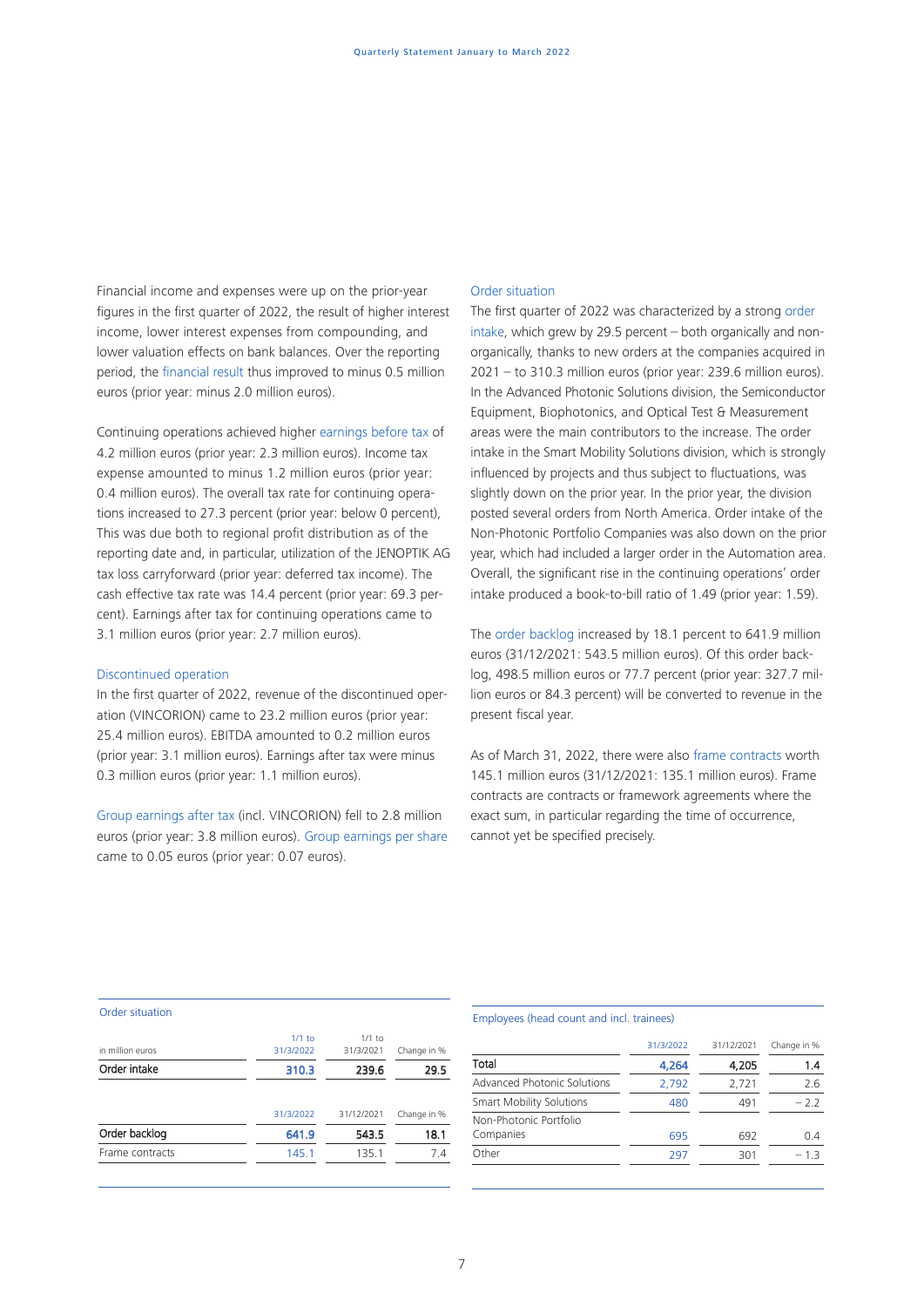Financial income and expenses were up on the prior-year figures in the first quarter of 2022, the result of higher interest income, lower interest expenses from compounding, and lower valuation effects on bank balances. Over the reporting period, the financial result thus improved to minus 0.5 million euros (prior year: minus 2.0 million euros).

Continuing operations achieved higher earnings before tax of 4.2 million euros (prior year: 2.3 million euros). Income tax expense amounted to minus 1.2 million euros (prior year: 0.4 million euros). The overall tax rate for continuing operations increased to 27.3 percent (prior year: below 0 percent), This was due both to regional profit distribution as of the reporting date and, in particular, utilization of the JENOPTIK AG tax loss carryforward (prior year: deferred tax income). The cash effective tax rate was 14.4 percent (prior year: 69.3 percent). Earnings after tax for continuing operations came to 3.1 million euros (prior year: 2.7 million euros).

### Discontinued operation

In the first quarter of 2022, revenue of the discontinued operation (VINCORION) came to 23.2 million euros (prior year: 25.4 million euros). EBITDA amounted to 0.2 million euros (prior year: 3.1 million euros). Earnings after tax were minus 0.3 million euros (prior year: 1.1 million euros).

Group earnings after tax (incl. VINCORION) fell to 2.8 million euros (prior year: 3.8 million euros). Group earnings per share came to 0.05 euros (prior year: 0.07 euros).

### Order situation

The first quarter of 2022 was characterized by a strong order intake, which grew by 29.5 percent – both organically and non-organically, thanks to new orders at the companies acquired in 2021 – to 310.3 million euros (prior year: 239.6 million euros). In the Advanced Photonic Solutions division, the Semiconductor Equipment, Biophotonics, and Optical Test & Measurement areas were the main contributors to the increase. The order intake in the Smart Mobility Solutions division, which is strongly influenced by projects and thus subject to fluctuations, was slightly down on the prior year. In the prior year, the division posted several orders from North America. Order intake of the Non-Photonic Portfolio Companies was also down on the prior year, which had included a larger order in the Automation area. Overall, the significant rise in the continuing operations' order intake produced a book-to-bill ratio of 1.49 (prior year: 1.59).

The order backlog increased by 18.1 percent to 641.9 million euros (31/12/2021: 543.5 million euros). Of this order backlog, 498.5 million euros or 77.7 percent (prior year: 327.7 million euros or 84.3 percent) will be converted to revenue in the present fiscal year.

As of March 31, 2022, there were also frame contracts worth 145.1 million euros (31/12/2021: 135.1 million euros). Frame contracts are contracts or framework agreements where the exact sum, in particular regarding the time of occurrence, cannot yet be specified precisely.

**Order situation**

| in million euros | 1/1 to 31/3/2022 | 1/1 to 31/3/2021 | Change in % |
|---|---|---|---|
| **Order intake** | **310.3** | **239.6** | **29.5** |
| | 31/3/2022 | 31/12/2021 | Change in % |
| **Order backlog** | **641.9** | **543.5** | **18.1** |
| Frame contracts | 145.1 | 135.1 | 7.4 |

**Employees (head count and incl. trainees)**

| | 31/3/2022 | 31/12/2021 | Change in % |
|---|---|---|---|
| **Total** | **4,264** | **4,205** | **1.4** |
| Advanced Photonic Solutions | 2,792 | 2,721 | 2.6 |
| Smart Mobility Solutions | 480 | 491 | −2.2 |
| Non-Photonic Portfolio Companies | 695 | 692 | 0.4 |
| Other | 297 | 301 | −1.3 |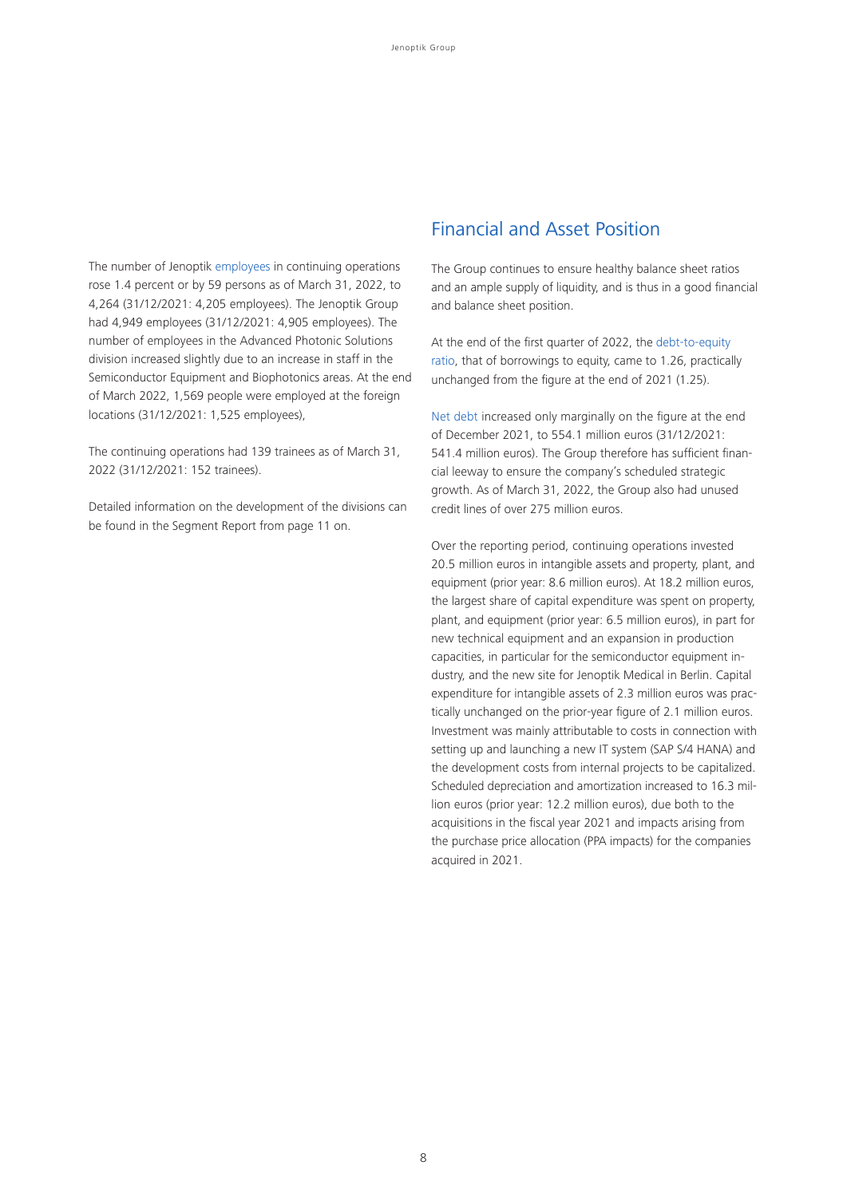The number of Jenoptik employees in continuing operations rose 1.4 percent or by 59 persons as of March 31, 2022, to 4,264 (31/12/2021: 4,205 employees). The Jenoptik Group had 4,949 employees (31/12/2021: 4,905 employees). The number of employees in the Advanced Photonic Solutions division increased slightly due to an increase in staff in the Semiconductor Equipment and Biophotonics areas. At the end of March 2022, 1,569 people were employed at the foreign locations (31/12/2021: 1,525 employees),

The continuing operations had 139 trainees as of March 31, 2022 (31/12/2021: 152 trainees).

Detailed information on the development of the divisions can be found in the Segment Report from page 11 on.

## Financial and Asset Position

The Group continues to ensure healthy balance sheet ratios and an ample supply of liquidity, and is thus in a good financial and balance sheet position.

At the end of the first quarter of 2022, the debt-to-equity ratio, that of borrowings to equity, came to 1.26, practically unchanged from the figure at the end of 2021 (1.25).

Net debt increased only marginally on the figure at the end of December 2021, to 554.1 million euros (31/12/2021: 541.4 million euros). The Group therefore has sufficient financial leeway to ensure the company's scheduled strategic growth. As of March 31, 2022, the Group also had unused credit lines of over 275 million euros.

Over the reporting period, continuing operations invested 20.5 million euros in intangible assets and property, plant, and equipment (prior year: 8.6 million euros). At 18.2 million euros, the largest share of capital expenditure was spent on property, plant, and equipment (prior year: 6.5 million euros), in part for new technical equipment and an expansion in production capacities, in particular for the semiconductor equipment industry, and the new site for Jenoptik Medical in Berlin. Capital expenditure for intangible assets of 2.3 million euros was practically unchanged on the prior-year figure of 2.1 million euros. Investment was mainly attributable to costs in connection with setting up and launching a new IT system (SAP S/4 HANA) and the development costs from internal projects to be capitalized. Scheduled depreciation and amortization increased to 16.3 million euros (prior year: 12.2 million euros), due both to the acquisitions in the fiscal year 2021 and impacts arising from the purchase price allocation (PPA impacts) for the companies acquired in 2021.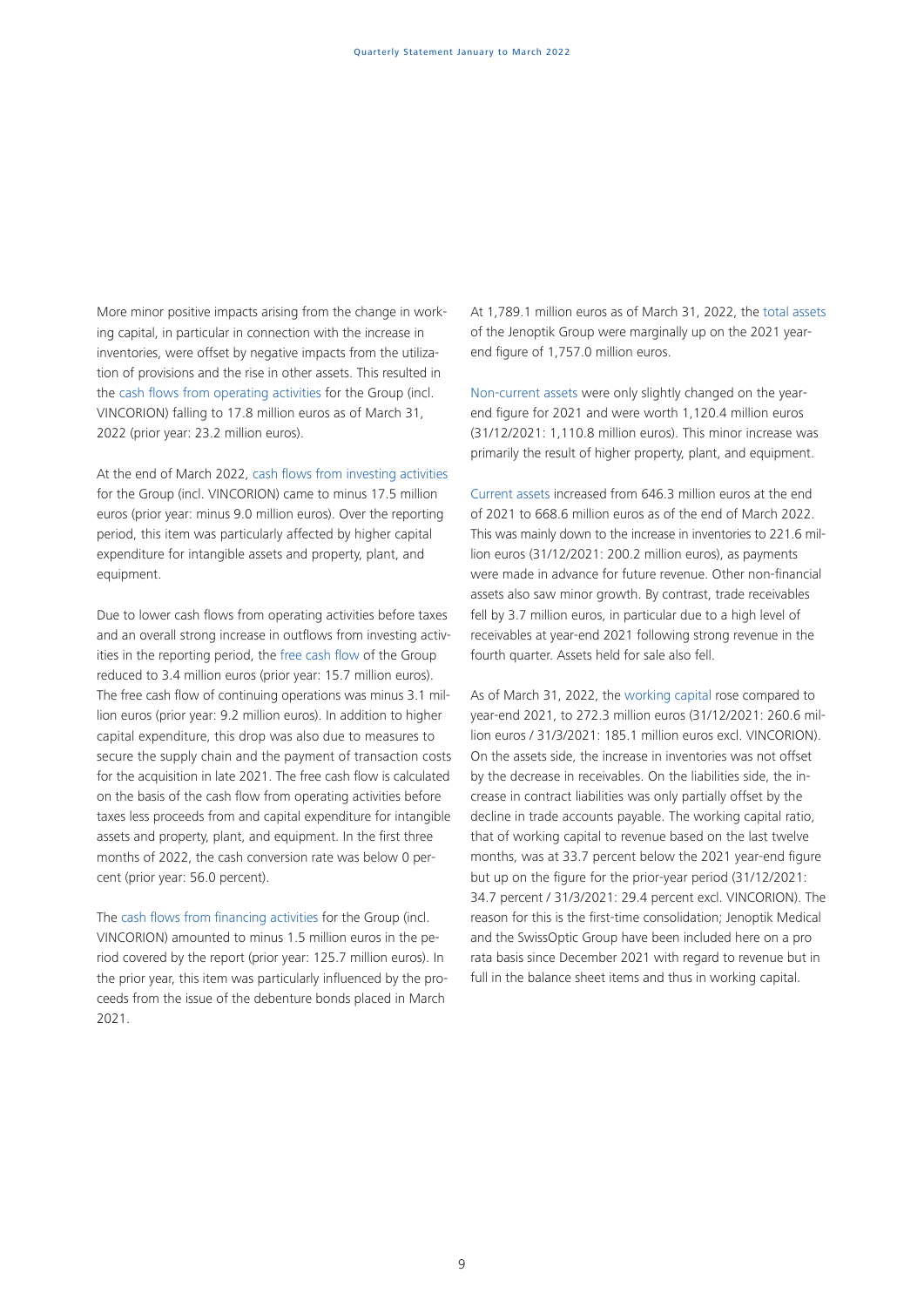More minor positive impacts arising from the change in working capital, in particular in connection with the increase in inventories, were offset by negative impacts from the utilization of provisions and the rise in other assets. This resulted in the cash flows from operating activities for the Group (incl. VINCORION) falling to 17.8 million euros as of March 31, 2022 (prior year: 23.2 million euros).

At the end of March 2022, cash flows from investing activities for the Group (incl. VINCORION) came to minus 17.5 million euros (prior year: minus 9.0 million euros). Over the reporting period, this item was particularly affected by higher capital expenditure for intangible assets and property, plant, and equipment.

Due to lower cash flows from operating activities before taxes and an overall strong increase in outflows from investing activities in the reporting period, the free cash flow of the Group reduced to 3.4 million euros (prior year: 15.7 million euros). The free cash flow of continuing operations was minus 3.1 million euros (prior year: 9.2 million euros). In addition to higher capital expenditure, this drop was also due to measures to secure the supply chain and the payment of transaction costs for the acquisition in late 2021. The free cash flow is calculated on the basis of the cash flow from operating activities before taxes less proceeds from and capital expenditure for intangible assets and property, plant, and equipment. In the first three months of 2022, the cash conversion rate was below 0 percent (prior year: 56.0 percent).

The cash flows from financing activities for the Group (incl. VINCORION) amounted to minus 1.5 million euros in the period covered by the report (prior year: 125.7 million euros). In the prior year, this item was particularly influenced by the proceeds from the issue of the debenture bonds placed in March 2021.

At 1,789.1 million euros as of March 31, 2022, the total assets of the Jenoptik Group were marginally up on the 2021 year-end figure of 1,757.0 million euros.

Non-current assets were only slightly changed on the year-end figure for 2021 and were worth 1,120.4 million euros (31/12/2021: 1,110.8 million euros). This minor increase was primarily the result of higher property, plant, and equipment.

Current assets increased from 646.3 million euros at the end of 2021 to 668.6 million euros as of the end of March 2022. This was mainly down to the increase in inventories to 221.6 million euros (31/12/2021: 200.2 million euros), as payments were made in advance for future revenue. Other non-financial assets also saw minor growth. By contrast, trade receivables fell by 3.7 million euros, in particular due to a high level of receivables at year-end 2021 following strong revenue in the fourth quarter. Assets held for sale also fell.

As of March 31, 2022, the working capital rose compared to year-end 2021, to 272.3 million euros (31/12/2021: 260.6 million euros / 31/3/2021: 185.1 million euros excl. VINCORION). On the assets side, the increase in inventories was not offset by the decrease in receivables. On the liabilities side, the increase in contract liabilities was only partially offset by the decline in trade accounts payable. The working capital ratio, that of working capital to revenue based on the last twelve months, was at 33.7 percent below the 2021 year-end figure but up on the figure for the prior-year period (31/12/2021: 34.7 percent / 31/3/2021: 29.4 percent excl. VINCORION). The reason for this is the first-time consolidation; Jenoptik Medical and the SwissOptic Group have been included here on a pro rata basis since December 2021 with regard to revenue but in full in the balance sheet items and thus in working capital.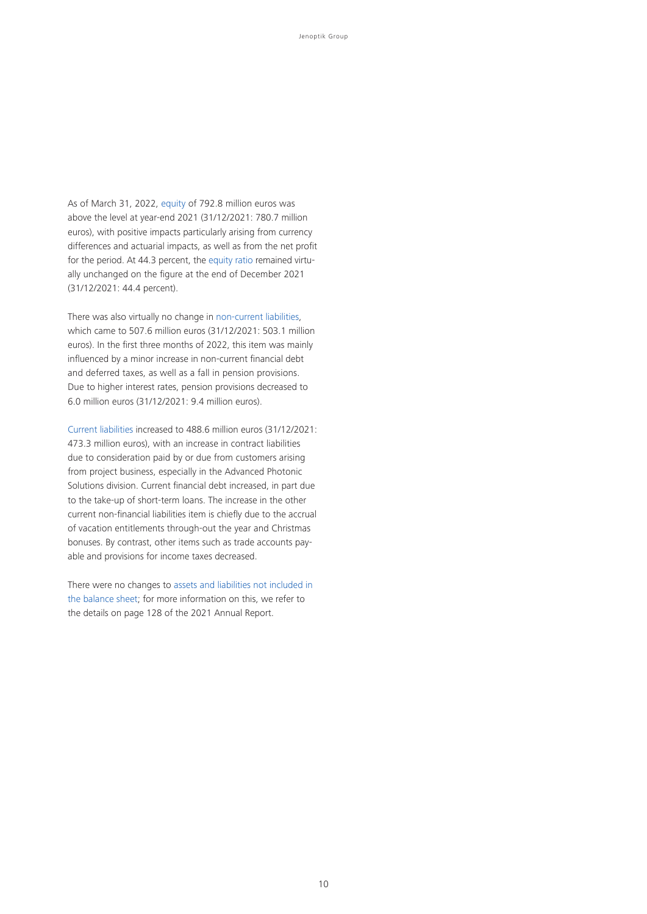As of March 31, 2022, equity of 792.8 million euros was above the level at year-end 2021 (31/12/2021: 780.7 million euros), with positive impacts particularly arising from currency differences and actuarial impacts, as well as from the net profit for the period. At 44.3 percent, the equity ratio remained virtually unchanged on the figure at the end of December 2021 (31/12/2021: 44.4 percent).

There was also virtually no change in non-current liabilities, which came to 507.6 million euros (31/12/2021: 503.1 million euros). In the first three months of 2022, this item was mainly influenced by a minor increase in non-current financial debt and deferred taxes, as well as a fall in pension provisions. Due to higher interest rates, pension provisions decreased to 6.0 million euros (31/12/2021: 9.4 million euros).

Current liabilities increased to 488.6 million euros (31/12/2021: 473.3 million euros), with an increase in contract liabilities due to consideration paid by or due from customers arising from project business, especially in the Advanced Photonic Solutions division. Current financial debt increased, in part due to the take-up of short-term loans. The increase in the other current non-financial liabilities item is chiefly due to the accrual of vacation entitlements through-out the year and Christmas bonuses. By contrast, other items such as trade accounts payable and provisions for income taxes decreased.

There were no changes to assets and liabilities not included in the balance sheet; for more information on this, we refer to the details on page 128 of the 2021 Annual Report.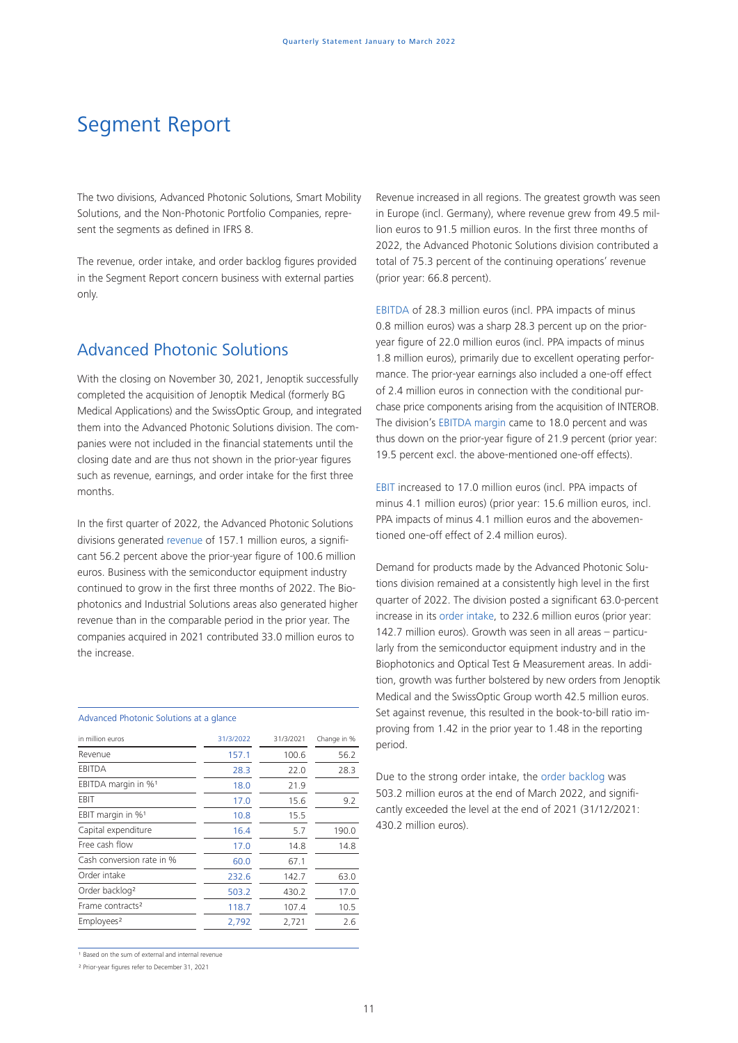# Segment Report

The two divisions, Advanced Photonic Solutions, Smart Mobility Solutions, and the Non-Photonic Portfolio Companies, represent the segments as defined in IFRS 8.

The revenue, order intake, and order backlog figures provided in the Segment Report concern business with external parties only.

## Advanced Photonic Solutions

With the closing on November 30, 2021, Jenoptik successfully completed the acquisition of Jenoptik Medical (formerly BG Medical Applications) and the SwissOptic Group, and integrated them into the Advanced Photonic Solutions division. The companies were not included in the financial statements until the closing date and are thus not shown in the prior-year figures such as revenue, earnings, and order intake for the first three months.

In the first quarter of 2022, the Advanced Photonic Solutions divisions generated revenue of 157.1 million euros, a significant 56.2 percent above the prior-year figure of 100.6 million euros. Business with the semiconductor equipment industry continued to grow in the first three months of 2022. The Biophotonics and Industrial Solutions areas also generated higher revenue than in the comparable period in the prior year. The companies acquired in 2021 contributed 33.0 million euros to the increase.

Advanced Photonic Solutions at a glance

| in million euros | 31/3/2022 | 31/3/2021 | Change in % |
|---|---|---|---|
| Revenue | 157.1 | 100.6 | 56.2 |
| EBITDA | 28.3 | 22.0 | 28.3 |
| EBITDA margin in %[1] | 18.0 | 21.9 | |
| EBIT | 17.0 | 15.6 | 9.2 |
| EBIT margin in %[1] | 10.8 | 15.5 | |
| Capital expenditure | 16.4 | 5.7 | 190.0 |
| Free cash flow | 17.0 | 14.8 | 14.8 |
| Cash conversion rate in % | 60.0 | 67.1 | |
| Order intake | 232.6 | 142.7 | 63.0 |
| Order backlog[2] | 503.2 | 430.2 | 17.0 |
| Frame contracts[2] | 118.7 | 107.4 | 10.5 |
| Employees[2] | 2,792 | 2,721 | 2.6 |

[1] Based on the sum of external and internal revenue

[2] Prior-year figures refer to December 31, 2021

Revenue increased in all regions. The greatest growth was seen in Europe (incl. Germany), where revenue grew from 49.5 million euros to 91.5 million euros. In the first three months of 2022, the Advanced Photonic Solutions division contributed a total of 75.3 percent of the continuing operations' revenue (prior year: 66.8 percent).

EBITDA of 28.3 million euros (incl. PPA impacts of minus 0.8 million euros) was a sharp 28.3 percent up on the prior-year figure of 22.0 million euros (incl. PPA impacts of minus 1.8 million euros), primarily due to excellent operating performance. The prior-year earnings also included a one-off effect of 2.4 million euros in connection with the conditional purchase price components arising from the acquisition of INTEROB. The division's EBITDA margin came to 18.0 percent and was thus down on the prior-year figure of 21.9 percent (prior year: 19.5 percent excl. the above-mentioned one-off effects).

EBIT increased to 17.0 million euros (incl. PPA impacts of minus 4.1 million euros) (prior year: 15.6 million euros, incl. PPA impacts of minus 4.1 million euros and the abovementioned one-off effect of 2.4 million euros).

Demand for products made by the Advanced Photonic Solutions division remained at a consistently high level in the first quarter of 2022. The division posted a significant 63.0-percent increase in its order intake, to 232.6 million euros (prior year: 142.7 million euros). Growth was seen in all areas – particularly from the semiconductor equipment industry and in the Biophotonics and Optical Test & Measurement areas. In addition, growth was further bolstered by new orders from Jenoptik Medical and the SwissOptic Group worth 42.5 million euros. Set against revenue, this resulted in the book-to-bill ratio improving from 1.42 in the prior year to 1.48 in the reporting period.

Due to the strong order intake, the order backlog was 503.2 million euros at the end of March 2022, and significantly exceeded the level at the end of 2021 (31/12/2021: 430.2 million euros).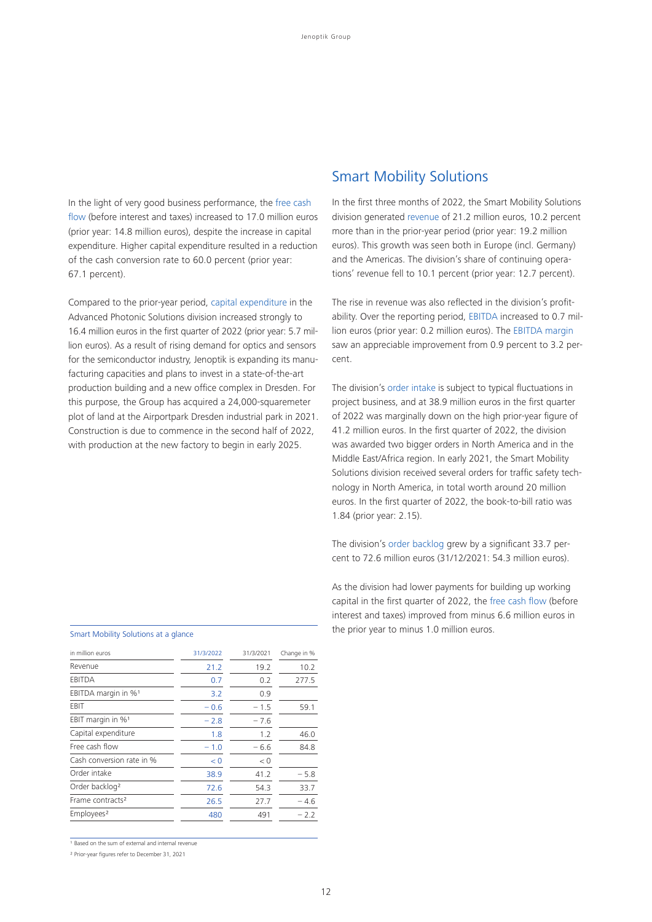In the light of very good business performance, the free cash flow (before interest and taxes) increased to 17.0 million euros (prior year: 14.8 million euros), despite the increase in capital expenditure. Higher capital expenditure resulted in a reduction of the cash conversion rate to 60.0 percent (prior year: 67.1 percent).

Compared to the prior-year period, capital expenditure in the Advanced Photonic Solutions division increased strongly to 16.4 million euros in the first quarter of 2022 (prior year: 5.7 million euros). As a result of rising demand for optics and sensors for the semiconductor industry, Jenoptik is expanding its manufacturing capacities and plans to invest in a state-of-the-art production building and a new office complex in Dresden. For this purpose, the Group has acquired a 24,000-squaremeter plot of land at the Airportpark Dresden industrial park in 2021. Construction is due to commence in the second half of 2022, with production at the new factory to begin in early 2025.

## Smart Mobility Solutions

In the first three months of 2022, the Smart Mobility Solutions division generated revenue of 21.2 million euros, 10.2 percent more than in the prior-year period (prior year: 19.2 million euros). This growth was seen both in Europe (incl. Germany) and the Americas. The division's share of continuing operations' revenue fell to 10.1 percent (prior year: 12.7 percent).

The rise in revenue was also reflected in the division's profitability. Over the reporting period, EBITDA increased to 0.7 million euros (prior year: 0.2 million euros). The EBITDA margin saw an appreciable improvement from 0.9 percent to 3.2 percent.

The division's order intake is subject to typical fluctuations in project business, and at 38.9 million euros in the first quarter of 2022 was marginally down on the high prior-year figure of 41.2 million euros. In the first quarter of 2022, the division was awarded two bigger orders in North America and in the Middle East/Africa region. In early 2021, the Smart Mobility Solutions division received several orders for traffic safety technology in North America, in total worth around 20 million euros. In the first quarter of 2022, the book-to-bill ratio was 1.84 (prior year: 2.15).

The division's order backlog grew by a significant 33.7 percent to 72.6 million euros (31/12/2021: 54.3 million euros).

As the division had lower payments for building up working capital in the first quarter of 2022, the free cash flow (before interest and taxes) improved from minus 6.6 million euros in the prior year to minus 1.0 million euros.

Smart Mobility Solutions at a glance

| in million euros | 31/3/2022 | 31/3/2021 | Change in % |
|---|---|---|---|
| Revenue | 21.2 | 19.2 | 10.2 |
| EBITDA | 0.7 | 0.2 | 277.5 |
| EBITDA margin in %[1] | 3.2 | 0.9 | |
| EBIT | − 0.6 | − 1.5 | 59.1 |
| EBIT margin in %[1] | − 2.8 | − 7.6 | |
| Capital expenditure | 1.8 | 1.2 | 46.0 |
| Free cash flow | − 1.0 | − 6.6 | 84.8 |
| Cash conversion rate in % | < 0 | < 0 | |
| Order intake | 38.9 | 41.2 | − 5.8 |
| Order backlog[2] | 72.6 | 54.3 | 33.7 |
| Frame contracts[2] | 26.5 | 27.7 | − 4.6 |
| Employees[2] | 480 | 491 | − 2.2 |

[1] Based on the sum of external and internal revenue

[2] Prior-year figures refer to December 31, 2021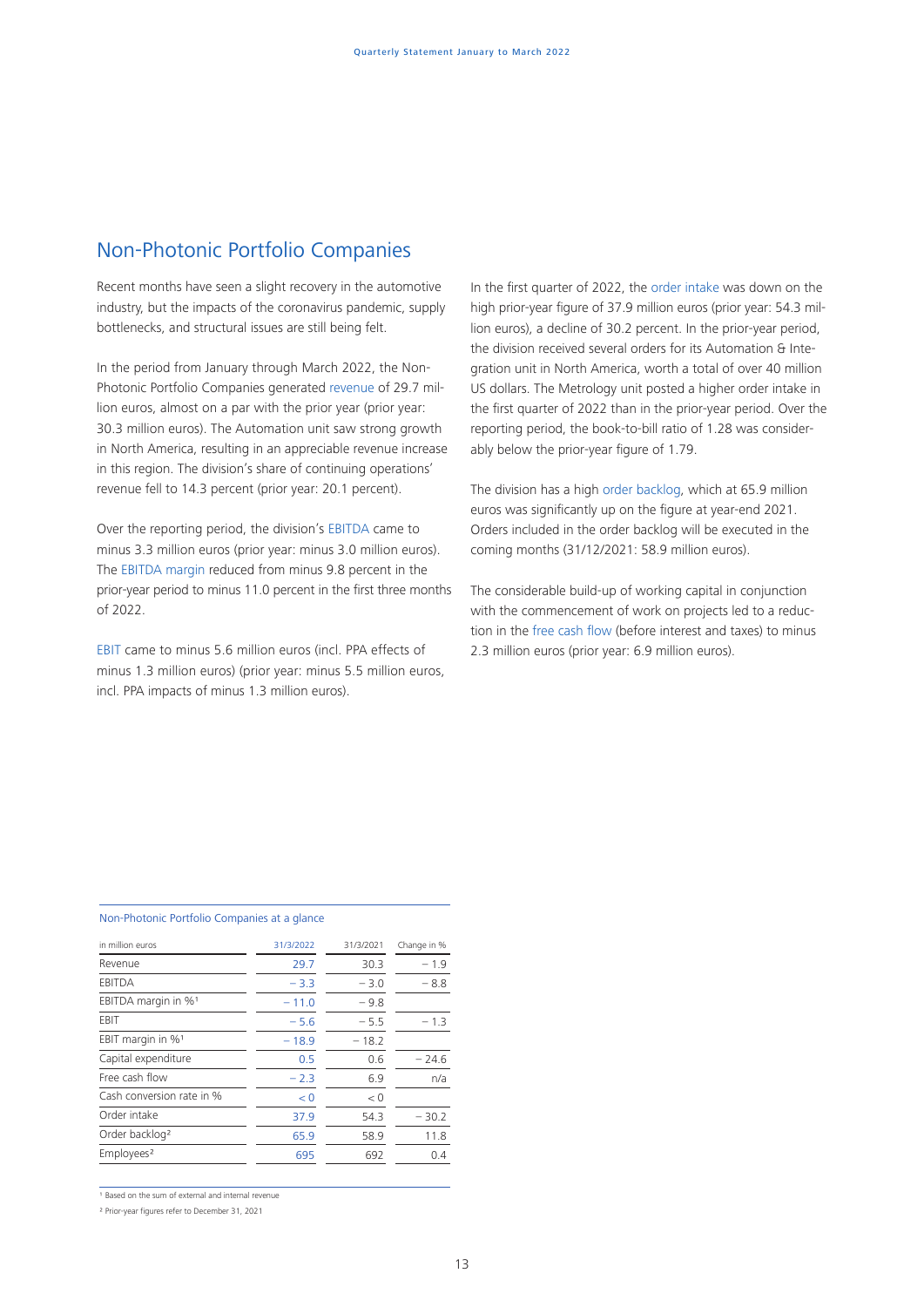## Non-Photonic Portfolio Companies

Recent months have seen a slight recovery in the automotive industry, but the impacts of the coronavirus pandemic, supply bottlenecks, and structural issues are still being felt.

In the period from January through March 2022, the Non-Photonic Portfolio Companies generated revenue of 29.7 million euros, almost on a par with the prior year (prior year: 30.3 million euros). The Automation unit saw strong growth in North America, resulting in an appreciable revenue increase in this region. The division's share of continuing operations' revenue fell to 14.3 percent (prior year: 20.1 percent).

Over the reporting period, the division's EBITDA came to minus 3.3 million euros (prior year: minus 3.0 million euros). The EBITDA margin reduced from minus 9.8 percent in the prior-year period to minus 11.0 percent in the first three months of 2022.

EBIT came to minus 5.6 million euros (incl. PPA effects of minus 1.3 million euros) (prior year: minus 5.5 million euros, incl. PPA impacts of minus 1.3 million euros).

In the first quarter of 2022, the order intake was down on the high prior-year figure of 37.9 million euros (prior year: 54.3 million euros), a decline of 30.2 percent. In the prior-year period, the division received several orders for its Automation & Integration unit in North America, worth a total of over 40 million US dollars. The Metrology unit posted a higher order intake in the first quarter of 2022 than in the prior-year period. Over the reporting period, the book-to-bill ratio of 1.28 was considerably below the prior-year figure of 1.79.

The division has a high order backlog, which at 65.9 million euros was significantly up on the figure at year-end 2021. Orders included in the order backlog will be executed in the coming months (31/12/2021: 58.9 million euros).

The considerable build-up of working capital in conjunction with the commencement of work on projects led to a reduction in the free cash flow (before interest and taxes) to minus 2.3 million euros (prior year: 6.9 million euros).

Non-Photonic Portfolio Companies at a glance

| in million euros | 31/3/2022 | 31/3/2021 | Change in % |
|---|---|---|---|
| Revenue | 29.7 | 30.3 | – 1.9 |
| EBITDA | – 3.3 | – 3.0 | – 8.8 |
| EBITDA margin in %[1] | – 11.0 | – 9.8 | |
| EBIT | – 5.6 | – 5.5 | – 1.3 |
| EBIT margin in %[1] | – 18.9 | – 18.2 | |
| Capital expenditure | 0.5 | 0.6 | – 24.6 |
| Free cash flow | – 2.3 | 6.9 | n/a |
| Cash conversion rate in % | < 0 | < 0 | |
| Order intake | 37.9 | 54.3 | – 30.2 |
| Order backlog[2] | 65.9 | 58.9 | 11.8 |
| Employees[2] | 695 | 692 | 0.4 |

[1] Based on the sum of external and internal revenue

[2] Prior-year figures refer to December 31, 2021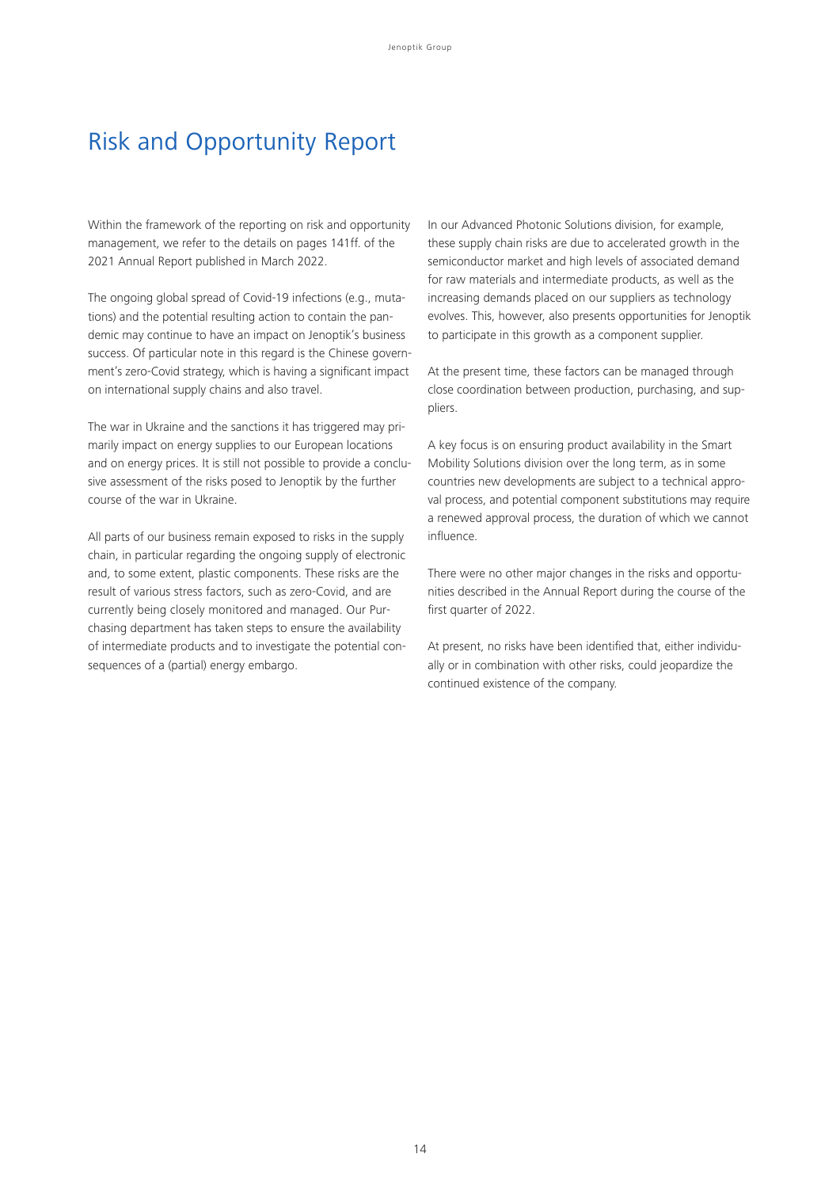# Risk and Opportunity Report

Within the framework of the reporting on risk and opportunity management, we refer to the details on pages 141ff. of the 2021 Annual Report published in March 2022.

The ongoing global spread of Covid-19 infections (e.g., mutations) and the potential resulting action to contain the pandemic may continue to have an impact on Jenoptik's business success. Of particular note in this regard is the Chinese government's zero-Covid strategy, which is having a significant impact on international supply chains and also travel.

The war in Ukraine and the sanctions it has triggered may primarily impact on energy supplies to our European locations and on energy prices. It is still not possible to provide a conclusive assessment of the risks posed to Jenoptik by the further course of the war in Ukraine.

All parts of our business remain exposed to risks in the supply chain, in particular regarding the ongoing supply of electronic and, to some extent, plastic components. These risks are the result of various stress factors, such as zero-Covid, and are currently being closely monitored and managed. Our Purchasing department has taken steps to ensure the availability of intermediate products and to investigate the potential consequences of a (partial) energy embargo.

In our Advanced Photonic Solutions division, for example, these supply chain risks are due to accelerated growth in the semiconductor market and high levels of associated demand for raw materials and intermediate products, as well as the increasing demands placed on our suppliers as technology evolves. This, however, also presents opportunities for Jenoptik to participate in this growth as a component supplier.

At the present time, these factors can be managed through close coordination between production, purchasing, and suppliers.

A key focus is on ensuring product availability in the Smart Mobility Solutions division over the long term, as in some countries new developments are subject to a technical approval process, and potential component substitutions may require a renewed approval process, the duration of which we cannot influence.

There were no other major changes in the risks and opportunities described in the Annual Report during the course of the first quarter of 2022.

At present, no risks have been identified that, either individually or in combination with other risks, could jeopardize the continued existence of the company.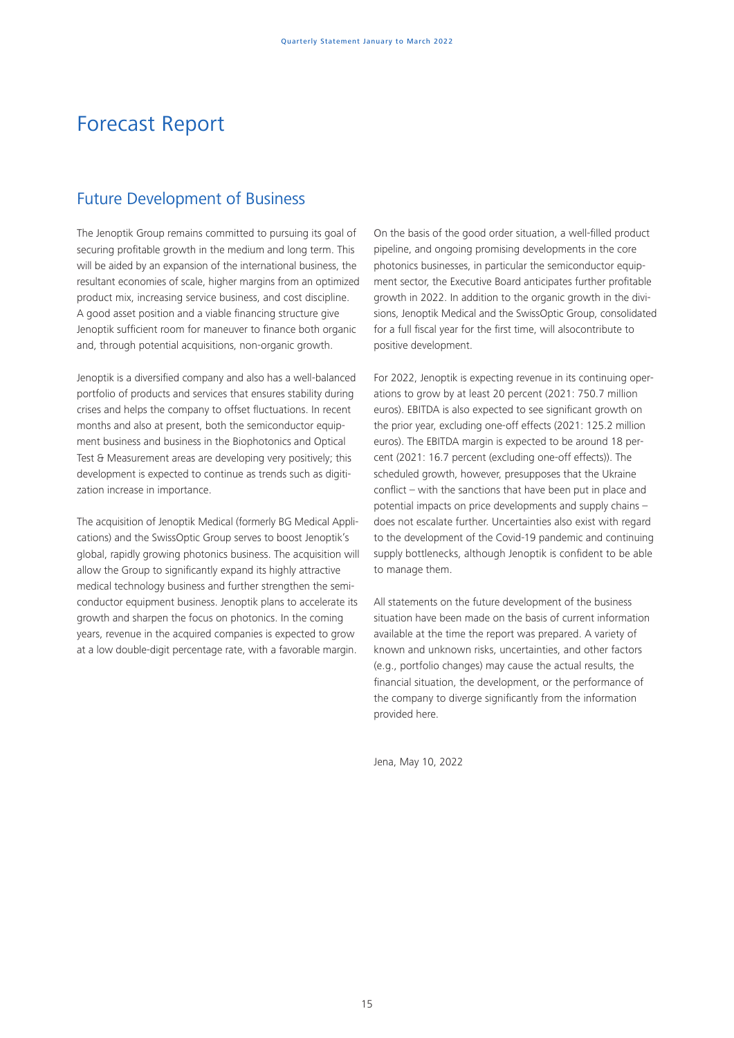# Forecast Report

## Future Development of Business

The Jenoptik Group remains committed to pursuing its goal of securing profitable growth in the medium and long term. This will be aided by an expansion of the international business, the resultant economies of scale, higher margins from an optimized product mix, increasing service business, and cost discipline. A good asset position and a viable financing structure give Jenoptik sufficient room for maneuver to finance both organic and, through potential acquisitions, non-organic growth.

Jenoptik is a diversified company and also has a well-balanced portfolio of products and services that ensures stability during crises and helps the company to offset fluctuations. In recent months and also at present, both the semiconductor equipment business and business in the Biophotonics and Optical Test & Measurement areas are developing very positively; this development is expected to continue as trends such as digitization increase in importance.

The acquisition of Jenoptik Medical (formerly BG Medical Applications) and the SwissOptic Group serves to boost Jenoptik's global, rapidly growing photonics business. The acquisition will allow the Group to significantly expand its highly attractive medical technology business and further strengthen the semiconductor equipment business. Jenoptik plans to accelerate its growth and sharpen the focus on photonics. In the coming years, revenue in the acquired companies is expected to grow at a low double-digit percentage rate, with a favorable margin.

On the basis of the good order situation, a well-filled product pipeline, and ongoing promising developments in the core photonics businesses, in particular the semiconductor equipment sector, the Executive Board anticipates further profitable growth in 2022. In addition to the organic growth in the divisions, Jenoptik Medical and the SwissOptic Group, consolidated for a full fiscal year for the first time, will alsocontribute to positive development.

For 2022, Jenoptik is expecting revenue in its continuing operations to grow by at least 20 percent (2021: 750.7 million euros). EBITDA is also expected to see significant growth on the prior year, excluding one-off effects (2021: 125.2 million euros). The EBITDA margin is expected to be around 18 percent (2021: 16.7 percent (excluding one-off effects)). The scheduled growth, however, presupposes that the Ukraine conflict – with the sanctions that have been put in place and potential impacts on price developments and supply chains – does not escalate further. Uncertainties also exist with regard to the development of the Covid-19 pandemic and continuing supply bottlenecks, although Jenoptik is confident to be able to manage them.

All statements on the future development of the business situation have been made on the basis of current information available at the time the report was prepared. A variety of known and unknown risks, uncertainties, and other factors (e.g., portfolio changes) may cause the actual results, the financial situation, the development, or the performance of the company to diverge significantly from the information provided here.

Jena, May 10, 2022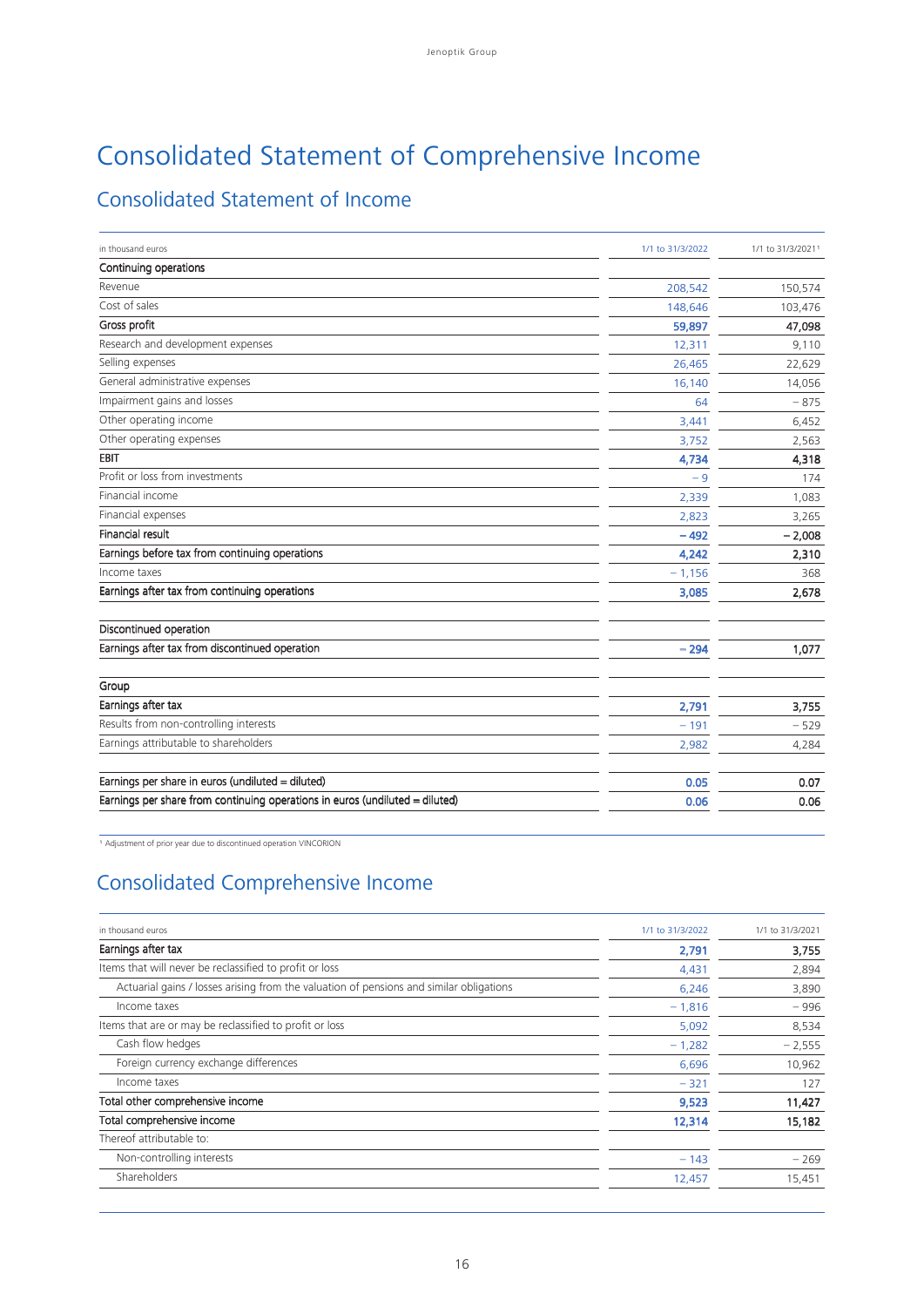# Consolidated Statement of Comprehensive Income

## Consolidated Statement of Income

| in thousand euros | 1/1 to 31/3/2022 | 1/1 to 31/3/2021[1] |
|---|---|---|
| **Continuing operations** | | |
| Revenue | 208,542 | 150,574 |
| Cost of sales | 148,646 | 103,476 |
| **Gross profit** | **59,897** | **47,098** |
| Research and development expenses | 12,311 | 9,110 |
| Selling expenses | 26,465 | 22,629 |
| General administrative expenses | 16,140 | 14,056 |
| Impairment gains and losses | 64 | − 875 |
| Other operating income | 3,441 | 6,452 |
| Other operating expenses | 3,752 | 2,563 |
| **EBIT** | **4,734** | **4,318** |
| Profit or loss from investments | − 9 | 174 |
| Financial income | 2,339 | 1,083 |
| Financial expenses | 2,823 | 3,265 |
| **Financial result** | **− 492** | **− 2,008** |
| **Earnings before tax from continuing operations** | **4,242** | **2,310** |
| Income taxes | − 1,156 | 368 |
| **Earnings after tax from continuing operations** | **3,085** | **2,678** |
| | | |
| **Discontinued operation** | | |
| **Earnings after tax from discontinued operation** | **− 294** | **1,077** |
| | | |
| **Group** | | |
| **Earnings after tax** | **2,791** | **3,755** |
| Results from non-controlling interests | − 191 | − 529 |
| Earnings attributable to shareholders | 2,982 | 4,284 |
| | | |
| **Earnings per share in euros (undiluted = diluted)** | **0.05** | **0.07** |
| **Earnings per share from continuing operations in euros (undiluted = diluted)** | **0.06** | **0.06** |

[1] Adjustment of prior year due to discontinued operation VINCORION

## Consolidated Comprehensive Income

| in thousand euros | 1/1 to 31/3/2022 | 1/1 to 31/3/2021 |
|---|---|---|
| **Earnings after tax** | **2,791** | **3,755** |
| Items that will never be reclassified to profit or loss | 4,431 | 2,894 |
| Actuarial gains / losses arising from the valuation of pensions and similar obligations | 6,246 | 3,890 |
| Income taxes | − 1,816 | − 996 |
| Items that are or may be reclassified to profit or loss | 5,092 | 8,534 |
| Cash flow hedges | − 1,282 | − 2,555 |
| Foreign currency exchange differences | 6,696 | 10,962 |
| Income taxes | − 321 | 127 |
| **Total other comprehensive income** | **9,523** | **11,427** |
| **Total comprehensive income** | **12,314** | **15,182** |
| Thereof attributable to: | | |
| Non-controlling interests | − 143 | − 269 |
| Shareholders | 12,457 | 15,451 |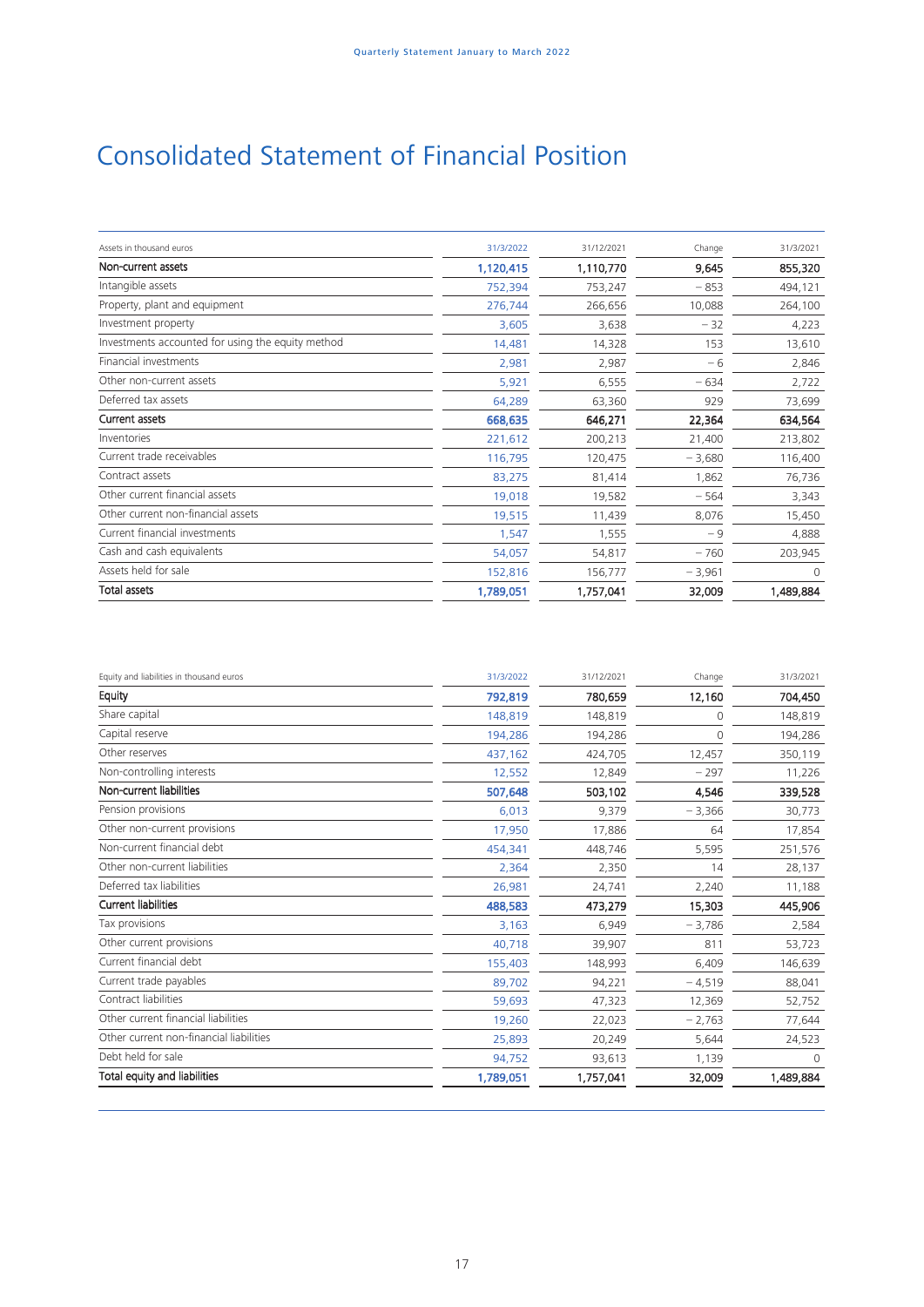# Consolidated Statement of Financial Position

| Assets in thousand euros | 31/3/2022 | 31/12/2021 | Change | 31/3/2021 |
|---|---|---|---|---|
| **Non-current assets** | **1,120,415** | **1,110,770** | **9,645** | **855,320** |
| Intangible assets | 752,394 | 753,247 | − 853 | 494,121 |
| Property, plant and equipment | 276,744 | 266,656 | 10,088 | 264,100 |
| Investment property | 3,605 | 3,638 | − 32 | 4,223 |
| Investments accounted for using the equity method | 14,481 | 14,328 | 153 | 13,610 |
| Financial investments | 2,981 | 2,987 | − 6 | 2,846 |
| Other non-current assets | 5,921 | 6,555 | − 634 | 2,722 |
| Deferred tax assets | 64,289 | 63,360 | 929 | 73,699 |
| **Current assets** | **668,635** | **646,271** | **22,364** | **634,564** |
| Inventories | 221,612 | 200,213 | 21,400 | 213,802 |
| Current trade receivables | 116,795 | 120,475 | − 3,680 | 116,400 |
| Contract assets | 83,275 | 81,414 | 1,862 | 76,736 |
| Other current financial assets | 19,018 | 19,582 | − 564 | 3,343 |
| Other current non-financial assets | 19,515 | 11,439 | 8,076 | 15,450 |
| Current financial investments | 1,547 | 1,555 | − 9 | 4,888 |
| Cash and cash equivalents | 54,057 | 54,817 | − 760 | 203,945 |
| Assets held for sale | 152,816 | 156,777 | − 3,961 | 0 |
| **Total assets** | **1,789,051** | **1,757,041** | **32,009** | **1,489,884** |

| Equity and liabilities in thousand euros | 31/3/2022 | 31/12/2021 | Change | 31/3/2021 |
|---|---|---|---|---|
| **Equity** | **792,819** | **780,659** | **12,160** | **704,450** |
| Share capital | 148,819 | 148,819 | 0 | 148,819 |
| Capital reserve | 194,286 | 194,286 | 0 | 194,286 |
| Other reserves | 437,162 | 424,705 | 12,457 | 350,119 |
| Non-controlling interests | 12,552 | 12,849 | − 297 | 11,226 |
| **Non-current liabilities** | **507,648** | **503,102** | **4,546** | **339,528** |
| Pension provisions | 6,013 | 9,379 | − 3,366 | 30,773 |
| Other non-current provisions | 17,950 | 17,886 | 64 | 17,854 |
| Non-current financial debt | 454,341 | 448,746 | 5,595 | 251,576 |
| Other non-current liabilities | 2,364 | 2,350 | 14 | 28,137 |
| Deferred tax liabilities | 26,981 | 24,741 | 2,240 | 11,188 |
| **Current liabilities** | **488,583** | **473,279** | **15,303** | **445,906** |
| Tax provisions | 3,163 | 6,949 | − 3,786 | 2,584 |
| Other current provisions | 40,718 | 39,907 | 811 | 53,723 |
| Current financial debt | 155,403 | 148,993 | 6,409 | 146,639 |
| Current trade payables | 89,702 | 94,221 | − 4,519 | 88,041 |
| Contract liabilities | 59,693 | 47,323 | 12,369 | 52,752 |
| Other current financial liabilities | 19,260 | 22,023 | − 2,763 | 77,644 |
| Other current non-financial liabilities | 25,893 | 20,249 | 5,644 | 24,523 |
| Debt held for sale | 94,752 | 93,613 | 1,139 | 0 |
| **Total equity and liabilities** | **1,789,051** | **1,757,041** | **32,009** | **1,489,884** |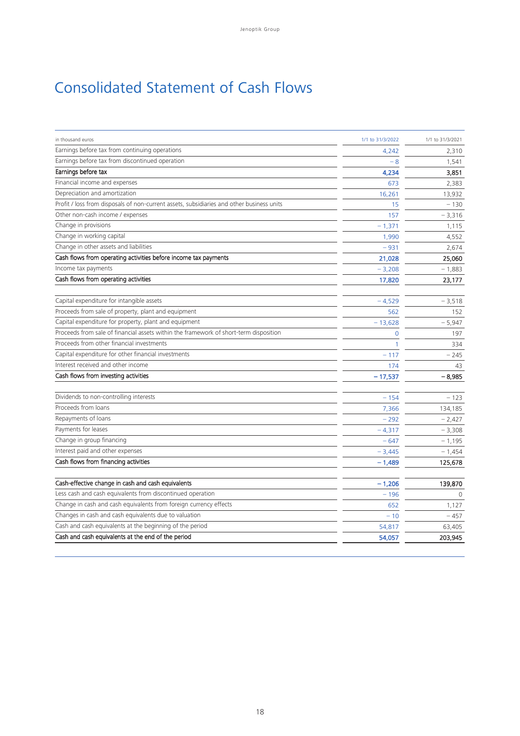# Consolidated Statement of Cash Flows

| in thousand euros | 1/1 to 31/3/2022 | 1/1 to 31/3/2021 |
|---|---|---|
| Earnings before tax from continuing operations | 4,242 | 2,310 |
| Earnings before tax from discontinued operation | – 8 | 1,541 |
| **Earnings before tax** | **4,234** | **3,851** |
| Financial income and expenses | 673 | 2,383 |
| Depreciation and amortization | 16,261 | 13,932 |
| Profit / loss from disposals of non-current assets, subsidiaries and other business units | 15 | – 130 |
| Other non-cash income / expenses | 157 | – 3,316 |
| Change in provisions | – 1,371 | 1,115 |
| Change in working capital | 1,990 | 4,552 |
| Change in other assets and liabilities | – 931 | 2,674 |
| **Cash flows from operating activities before income tax payments** | **21,028** | **25,060** |
| Income tax payments | – 3,208 | – 1,883 |
| **Cash flows from operating activities** | **17,820** | **23,177** |
| | | |
| Capital expenditure for intangible assets | – 4,529 | – 3,518 |
| Proceeds from sale of property, plant and equipment | 562 | 152 |
| Capital expenditure for property, plant and equipment | – 13,628 | – 5,947 |
| Proceeds from sale of financial assets within the framework of short-term disposition | 0 | 197 |
| Proceeds from other financial investments | 1 | 334 |
| Capital expenditure for other financial investments | – 117 | – 245 |
| Interest received and other income | 174 | 43 |
| **Cash flows from investing activities** | **– 17,537** | **– 8,985** |
| | | |
| Dividends to non-controlling interests | – 154 | – 123 |
| Proceeds from loans | 7,366 | 134,185 |
| Repayments of loans | – 292 | – 2,427 |
| Payments for leases | – 4,317 | – 3,308 |
| Change in group financing | – 647 | – 1,195 |
| Interest paid and other expenses | – 3,445 | – 1,454 |
| **Cash flows from financing activities** | **– 1,489** | **125,678** |
| | | |
| **Cash-effective change in cash and cash equivalents** | **– 1,206** | **139,870** |
| Less cash and cash equivalents from discontinued operation | – 196 | 0 |
| Change in cash and cash equivalents from foreign currency effects | 652 | 1,127 |
| Changes in cash and cash equivalents due to valuation | – 10 | – 457 |
| Cash and cash equivalents at the beginning of the period | 54,817 | 63,405 |
| **Cash and cash equivalents at the end of the period** | **54,057** | **203,945** |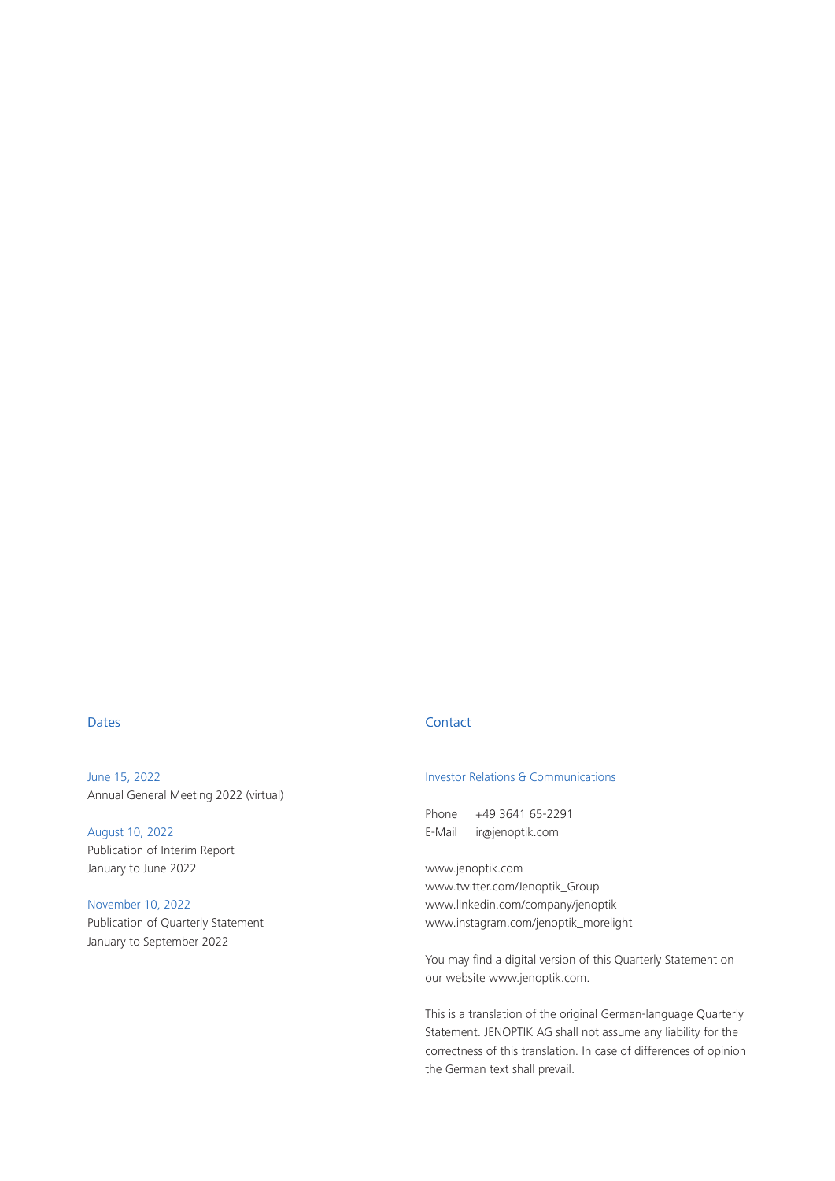## Dates

June 15, 2022
Annual General Meeting 2022 (virtual)

August 10, 2022
Publication of Interim Report
January to June 2022

November 10, 2022
Publication of Quarterly Statement
January to September 2022

## Contact

Investor Relations & Communications

Phone +49 3641 65-2291
E-Mail ir@jenoptik.com

www.jenoptik.com
www.twitter.com/Jenoptik_Group
www.linkedin.com/company/jenoptik
www.instagram.com/jenoptik_morelight

You may find a digital version of this Quarterly Statement on our website www.jenoptik.com.

This is a translation of the original German-language Quarterly Statement. JENOPTIK AG shall not assume any liability for the correctness of this translation. In case of differences of opinion the German text shall prevail.